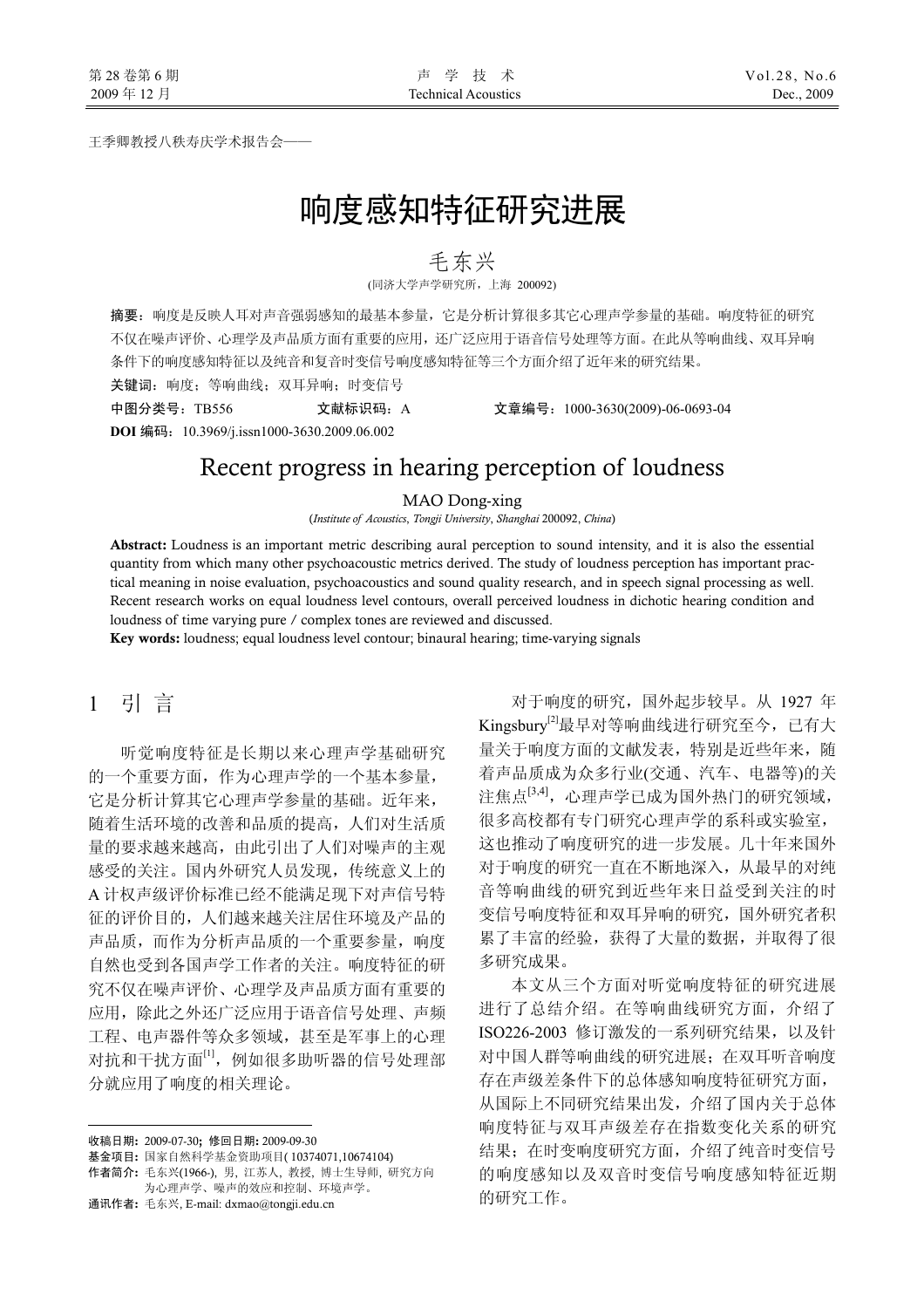王季卿教授八秩寿庆学术报告会——

# 响度感知特征研究进展

毛东兴

(同济大学声学研究所，上海 200092)

**摘要**：响度是反映人耳对声音强弱感知的最基本参量，它是分析计算很多其它心理声学参量的基础。响度特征的研究不仅在噪声评价、心理学及声品质方面有重要的应用，还广泛应用于语音信号处理等方面。在此从等响曲线、双耳异响条件下的响度感知特征以及纯音和复音时变信号响度感知特征等三个方面介绍了近年来的研究结果。

**关键词**：响度；等响曲线；双耳异响；时变信号

**中图分类号**：TB556　　　**文献标识码**：A　　　**文章编号**：1000-3630(2009)-06-0693-04

**DOI 编码**：10.3969/j.issn1000-3630.2009.06.002

# Recent progress in hearing perception of loudness

MAO Dong-xing

(*Institute of Acoustics*, *Tongji University*, *Shanghai* 200092, *China*)

**Abstract:** Loudness is an important metric describing aural perception to sound intensity, and it is also the essential quantity from which many other psychoacoustic metrics derived. The study of loudness perception has important practical meaning in noise evaluation, psychoacoustics and sound quality research, and in speech signal processing as well. Recent research works on equal loudness level contours, overall perceived loudness in dichotic hearing condition and loudness of time varying pure / complex tones are reviewed and discussed.

**Key words:** loudness; equal loudness level contour; binaural hearing; time-varying signals

## 1 引 言

听觉响度特征是长期以来心理声学基础研究的一个重要方面，作为心理声学的一个基本参量，它是分析计算其它心理声学参量的基础。近年来，随着生活环境的改善和品质的提高，人们对生活质量的要求越来越高，由此引出了人们对噪声的主观感受的关注。国内外研究人员发现，传统意义上的A计权声级评价标准已经不能满足现下对声信号特征的评价目的，人们越来越关注居住环境及产品的声品质，而作为分析声品质的一个重要参量，响度自然也受到各国声学工作者的关注。响度特征的研究不仅在噪声评价、心理学及声品质方面有重要的应用，除此之外还广泛应用于语音信号处理、声频工程、电声器件等众多领域，甚至是军事上的心理对抗和干扰方面[1]，例如很多助听器的信号处理部分就应用了响度的相关理论。

对于响度的研究，国外起步较早。从 1927 年 Kingsbury[2]最早对等响曲线进行研究至今，已有大量关于响度方面的文献发表，特别是近些年来，随着声品质成为众多行业(交通、汽车、电器等)的关注焦点[3,4]，心理声学已成为国外热门的研究领域，很多高校都有专门研究心理声学的系科或实验室，这也推动了响度研究的进一步发展。几十年来国外对于响度的研究一直在不断地深入，从最早的对纯音等响曲线的研究到近些年来日益受到关注的时变信号响度特征和双耳异响的研究，国外研究者积累了丰富的经验，获得了大量的数据，并取得了很多研究成果。

本文从三个方面对听觉响度特征的研究进展进行了总结介绍。在等响曲线研究方面，介绍了ISO226-2003 修订激发的一系列研究结果，以及针对中国人群等响曲线的研究进展；在双耳听音响度存在声级差条件下的总体感知响度特征研究方面，从国际上不同研究结果出发，介绍了国内关于总体响度特征与双耳声级差存在指数变化关系的研究结果；在时变响度研究方面，介绍了纯音时变信号的响度感知以及双音时变信号响度感知特征近期的研究工作。

---

收稿日期：2009-07-30；修回日期：2009-09-30

基金项目：国家自然科学基金资助项目( 10374071,10674104)

作者简介：毛东兴(1966-)，男，江苏人，教授，博士生导师，研究方向为心理声学、噪声的效应和控制、环境声学。

通讯作者：毛东兴，E-mail: dxmao@tongji.edu.cn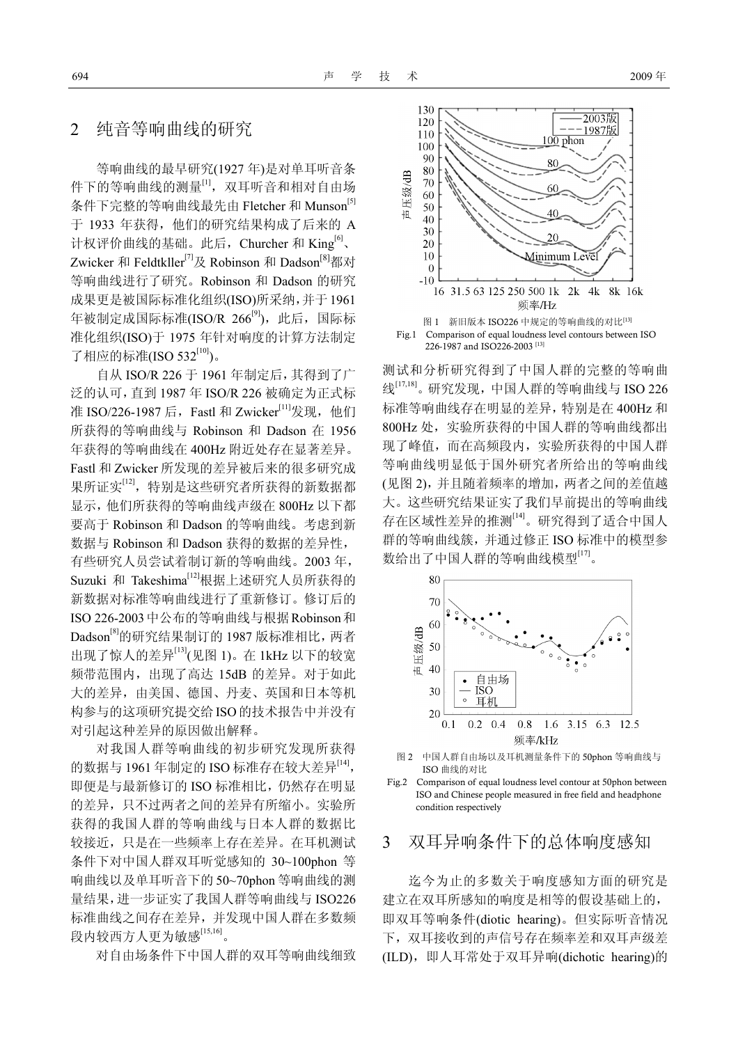## 2 纯音等响曲线的研究

等响曲线的最早研究(1927 年)是对单耳听音条件下的等响曲线的测量[1]，双耳听音和相对自由场条件下完整的等响曲线最先由 Fletcher 和 Munson[5]于 1933 年获得，他们的研究结果构成了后来的 A 计权评价曲线的基础。此后，Churcher 和 King[6]、Zwicker 和 Feldtkller[7]及 Robinson 和 Dadson[8]都对等响曲线进行了研究。Robinson 和 Dadson 的研究成果更是被国际标准化组织(ISO)所采纳，并于 1961 年被制定成国际标准(ISO/R 266[9])，此后，国际标准化组织(ISO)于 1975 年针对响度的计算方法制定了相应的标准(ISO 532[10])。

自从 ISO/R 226 于 1961 年制定后，其得到了广泛的认可，直到 1987 年 ISO/R 226 被确定为正式标准 ISO/226-1987 后，Fastl 和 Zwicker[11]发现，他们所获得的等响曲线与 Robinson 和 Dadson 在 1956 年获得的等响曲线在 400Hz 附近处存在显著差异。Fastl 和 Zwicker 所发现的差异被后来的很多研究成果所证实[12]，特别是这些研究者所获得的新数据都显示，他们所获得的等响曲线声级在 800Hz 以下都要高于 Robinson 和 Dadson 的等响曲线。考虑到新数据与 Robinson 和 Dadson 获得的数据的差异性，有些研究人员尝试着制订新的等响曲线。2003 年，Suzuki 和 Takeshima[12]根据上述研究人员所获得的新数据对标准等响曲线进行了重新修订。修订后的 ISO 226-2003 中公布的等响曲线与根据 Robinson 和 Dadson[8]的研究结果制订的 1987 版标准相比，两者出现了惊人的差异[13](见图 1)。在 1kHz 以下的较宽频带范围内，出现了高达 15dB 的差异。对于如此大的差异，由美国、德国、丹麦、英国和日本等机构参与的这项研究提交给 ISO 的技术报告中并没有对引起这种差异的原因做出解释。

图 1 新旧版本 ISO226 中规定的等响曲线的对比[13]

Fig.1 Comparison of equal loudness level contours between ISO 226-1987 and ISO226-2003 [13]

对我国人群等响曲线的初步研究发现所获得的数据与 1961 年制定的 ISO 标准存在较大差异[14]，即便是与最新修订的 ISO 标准相比，仍然存在明显的差异，只不过两者之间的差异有所缩小。实验所获得的我国人群的等响曲线与日本人群的数据比较接近，只是在一些频率上存在差异。在耳机测试条件下对中国人群双耳听觉感知的 30~100phon 等响曲线以及单耳听音下的 50~70phon 等响曲线的测量结果，进一步证实了我国人群等响曲线与 ISO226 标准曲线之间存在差异，并发现中国人群在多数频段内较西方人更为敏感[15,16]。

对自由场条件下中国人群的双耳等响曲线细致测试和分析研究得到了中国人群的完整的等响曲线[17,18]。研究发现，中国人群的等响曲线与 ISO 226 标准等响曲线存在明显的差异，特别是在 400Hz 和 800Hz 处，实验所获得的中国人群的等响曲线都出现了峰值，而在高频段内，实验所获得的中国人群等响曲线明显低于国外研究者所给出的等响曲线(见图 2)，并且随着频率的增加，两者之间的差值越大。这些研究结果证实了我们早前提出的等响曲线存在区域性差异的推测[14]。研究得到了适合中国人群的等响曲线簇，并通过修正 ISO 标准中的模型参数给出了中国人群的等响曲线模型[17]。

图 2 中国人群自由场以及耳机测量条件下的 50phon 等响曲线与 ISO 曲线的对比

Fig.2 Comparison of equal loudness level contour at 50phon between ISO and Chinese people measured in free field and headphone condition respectively

## 3 双耳异响条件下的总体响度感知

迄今为止的多数关于响度感知方面的研究是建立在双耳所感知的响度是相等的假设基础上的，即双耳等响条件(diotic hearing)。但实际听音情况下，双耳接收到的声信号存在频率差和双耳声级差(ILD)，即人耳常处于双耳异响(dichotic hearing)的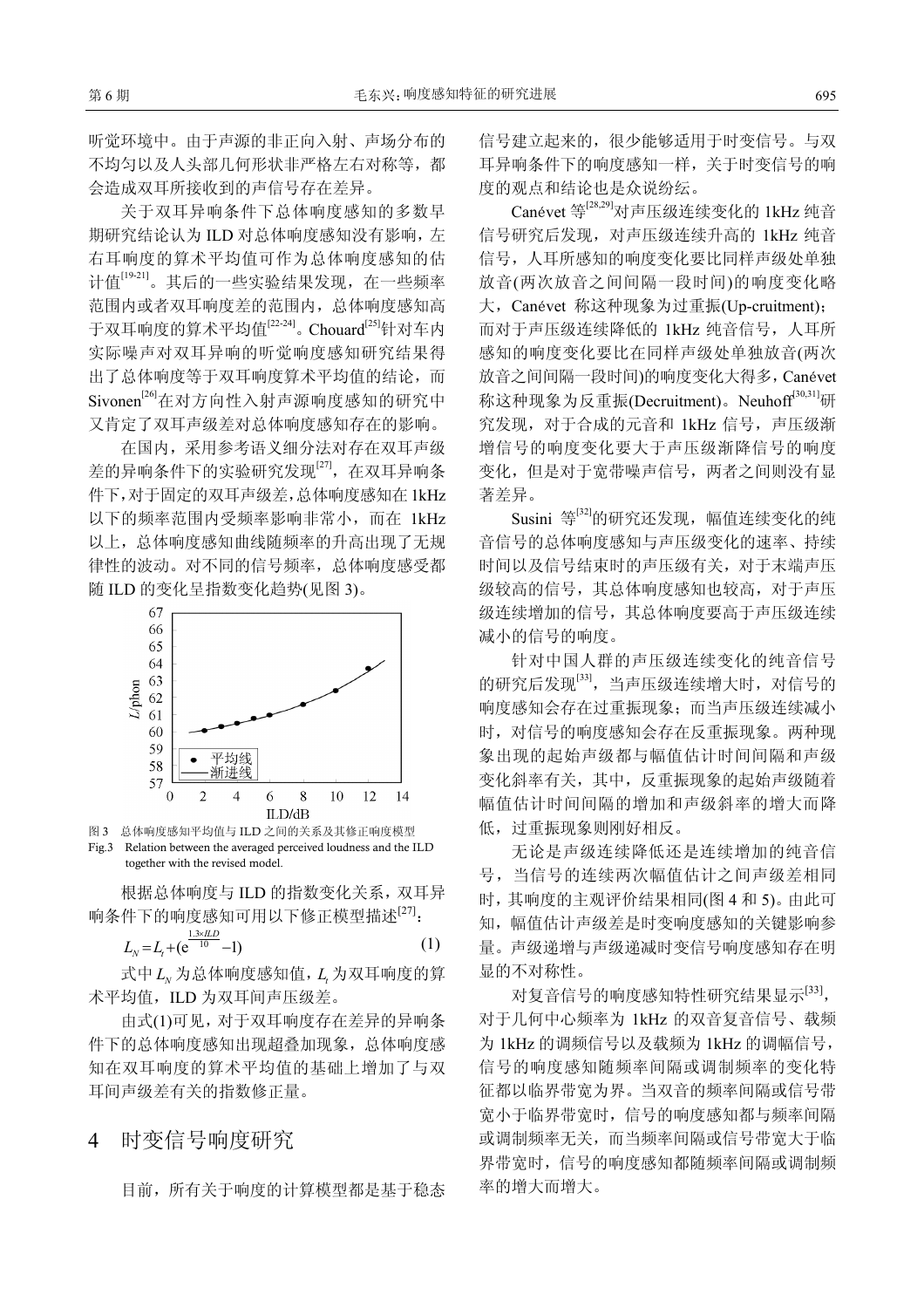听觉环境中。由于声源的非正向入射、声场分布的不均匀以及人头部几何形状非严格左右对称等，都会造成双耳所接收到的声信号存在差异。

关于双耳异响条件下总体响度感知的多数早期研究结论认为 ILD 对总体响度感知没有影响，左右耳响度的算术平均值可作为总体响度感知的估计值[19-21]。其后的一些实验结果发现，在一些频率范围内或者双耳响度差的范围内，总体响度感知高于双耳响度的算术平均值[22-24]。Chouard[25]针对车内实际噪声对双耳异响的听觉响度感知研究结果得出了总体响度等于双耳响度算术平均值的结论，而 Sivonen[26]在对方向性入射声源响度感知的研究中又肯定了双耳声级差对总体响度感知存在的影响。

在国内，采用参考语义细分法对存在双耳声级差的异响条件下的实验研究发现[27]，在双耳异响条件下，对于固定的双耳声级差，总体响度感知在 1kHz 以下的频率范围内受频率影响非常小，而在 1kHz 以上，总体响度感知曲线随频率的升高出现了无规律性的波动。对不同的信号频率，总体响度感受都随 ILD 的变化呈指数变化趋势(见图 3)。

图 3　总体响度感知平均值与 ILD 之间的关系及其修正响度模型

Fig.3　Relation between the averaged perceived loudness and the ILD together with the revised model.

根据总体响度与 ILD 的指数变化关系，双耳异响条件下的响度感知可用以下修正模型描述[27]：

$$L_N = L_t + (e^{\frac{1.3\times ILD}{10}} - 1) \tag{1}$$

式中 $L_N$ 为总体响度感知值，$L_t$ 为双耳响度的算术平均值，ILD 为双耳间声压级差。

由式(1)可见，对于双耳响度存在差异的异响条件下的总体响度感知出现超叠加现象，总体响度感知在双耳响度的算术平均值的基础上增加了与双耳间声级差有关的指数修正量。

## 4　时变信号响度研究

目前，所有关于响度的计算模型都是基于稳态信号建立起来的，很少能够适用于时变信号。与双耳异响条件下的响度感知一样，关于时变信号的响度的观点和结论也是众说纷纭。

Canévet 等[28,29]对声压级连续变化的 1kHz 纯音信号研究后发现，对声压级连续升高的 1kHz 纯音信号，人耳所感知的响度变化要比同样声级处单独放音(两次放音之间间隔一段时间)的响度变化略大，Canévet 称这种现象为过重振(Up-cruitment)；而对于声压级连续降低的 1kHz 纯音信号，人耳所感知的响度变化要比在同样声级处单独放音(两次放音之间间隔一段时间)的响度变化大得多，Canévet 称这种现象为反重振(Decruitment)。Neuhoff[30,31]研究发现，对于合成的元音和 1kHz 信号，声压级渐增信号的响度变化要大于声压级渐降信号的响度变化，但是对于宽带噪声信号，两者之间则没有显著差异。

Susini 等[32]的研究还发现，幅值连续变化的纯音信号的总体响度感知与声压级变化的速率、持续时间以及信号结束时的声压级有关，对于末端声压级较高的信号，其总体响度感知也较高，对于声压级连续增加的信号，其总体响度要高于声压级连续减小的信号的响度。

针对中国人群的声压级连续变化的纯音信号的研究后发现[33]，当声压级连续增大时，对信号的响度感知会存在过重振现象；而当声压级连续减小时，对信号的响度感知会存在反重振现象。两种现象出现的起始声级都与幅值估计时间间隔和声级变化斜率有关，其中，反重振现象的起始声级随着幅值估计时间间隔的增加和声级斜率的增大而降低，过重振现象则刚好相反。

无论是声级连续降低还是连续增加的纯音信号，当信号的连续两次幅值估计之间声级差相同时，其响度的主观评价结果相同(图 4 和 5)。由此可知，幅值估计声级差是时变响度感知的关键影响参量。声级递增与声级递减时变信号响度感知存在明显的不对称性。

对复音信号的响度感知特性研究结果显示[33]，对于几何中心频率为 1kHz 的双音复音信号、载频为 1kHz 的调频信号以及载频为 1kHz 的调幅信号，信号的响度感知随频率间隔或调制频率的变化特征都以临界带宽为界。当双音的频率间隔或信号带宽小于临界带宽时，信号的响度感知都与频率间隔或调制频率无关，而当频率间隔或信号带宽大于临界带宽时，信号的响度感知都随频率间隔或调制频率的增大而增大。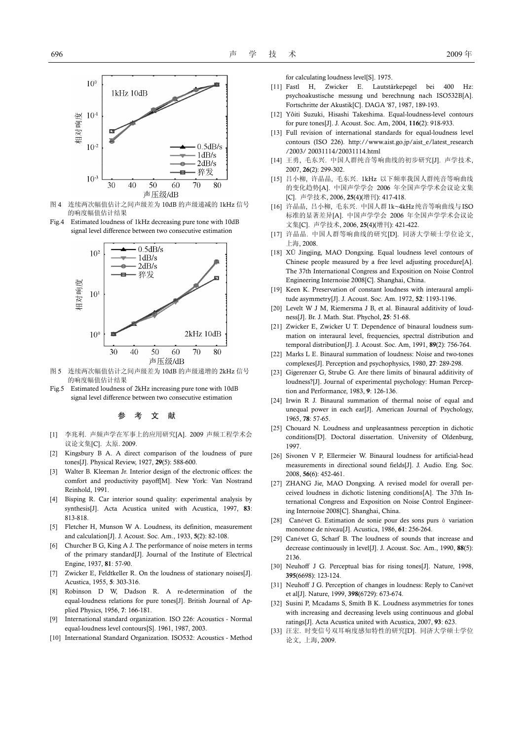$10^0$

1kHz 10dB

$10^{-1}$

相对响度

$10^{-2}$

$10^{-3}$

0.5dB/s

1dB/s

2dB/s

猝发

30 40 50 60 70 80

声压级/dB

图 4 连续两次幅值估计之间声级差为 10dB 的声级递减的 1kHz 信号的响度幅值估计结果

Fig.4 Estimated loudness of 1kHz decreasing pure tone with 10dB signal level difference between two consecutive estimation

$10^2$

0.5dB/s

1dB/s

2dB/s

猝发

相对响度

$10^1$

$10^0$

2kHz 10dB

30 40 50 60 70 80

声压级/dB

图 5 连续两次幅值估计之间声级差为 10dB 的声级递增的 2kHz 信号的响度幅值估计结果

Fig.5 Estimated loudness of 2kHz increasing pure tone with 10dB signal level difference between two consecutive estimation

## 参 考 文 献

[1] 李兆利. 声频声学在军事上的应用研究[A]. 2009 声频工程学术会议论文集[C]. 太原. 2009.

[2] Kingsbury B A. A direct comparison of the loudness of pure tones[J]. Physical Review, 1927, **29**(5): 588-600.

[3] Walter B. Kleeman Jr. Interior design of the electronic offices: the comfort and productivity payoff[M]. New York: Van Nostrand Reinhold, 1991.

[4] Bisping R. Car interior sound quality: experimental analysis by synthesis[J]. Acta Acustica united with Acustica, 1997, **83**: 813-818.

[5] Fletcher H, Munson W A. Loudness, its definition, measurement and calculation[J]. J. Acoust. Soc. Am., 1933, **5**(2): 82-108.

[6] Churcher B G, King A J. The performance of noise meters in terms of the primary standard[J]. Journal of the Institute of Electrical Engine, 1937, **81**: 57-90.

[7] Zwicker E, Feldtkeller R. On the loudness of stationary noises[J]. Acustica, 1955, **5**: 303-316.

[8] Robinson D W, Dadson R. A re-determination of the equal-loudness relations for pure tones[J]. British Journal of Applied Physics, 1956, **7**: 166-181.

[9] International standard organization. ISO 226: Acoustics - Normal equal-loudness level contours[S]. 1961, 1987, 2003.

[10] International Standard Organization. ISO532: Acoustics - Method for calculating loudness level[S]. 1975.

[11] Fastl H, Zwicker E. Lautstärkepegel bei 400 Hz: psychoakustische messung und berechnung nach ISO532B[A]. Fortschritte der Akustik[C]. DAGA '87, 1987, 189-193.

[12] Yôiti Suzuki, Hisashi Takeshima. Equal-loudness-level contours for pure tones[J]. J. Acoust. Soc. Am, 2004, **116**(2): 918-933.

[13] Full revision of international standards for equal-loudness level contours (ISO 226). http://www.aist.go.jp/aist_e/latest_research/2003/ 20031114/20031114.html

[14] 王勇, 毛东兴. 中国人群纯音等响曲线的初步研究[J]. 声学技术, 2007, **26**(2): 299-302.

[15] 吕小柳, 许晶晶, 毛东兴. 1kHz 以下频率我国人群纯音等响曲线的变化趋势[A]. 中国声学学会 2006 年全国声学学术会议论文集[C]. 声学技术, 2006, **25**(4)(增刊): 417-418.

[16] 许晶晶, 吕小柳, 毛东兴. 中国人群1k~4kHz纯音等响曲线与ISO标准的显著差异[A]. 中国声学学会 2006 年全国声学学术会议论文集[C]. 声学技术, 2006, **25**(4)(增刊): 421-422.

[17] 许晶晶. 中国人群等响曲线的研究[D]. 同济大学硕士学位论文, 上海, 2008.

[18] XÜ Jingjing, MAO Dongxing. Equal loudness level contours of Chinese people measured by a free level adjusting procedure[A]. The 37th International Congress and Exposition on Noise Control Engineering Internoise 2008[C]. Shanghai, China.

[19] Keen K. Preservation of constant loudness with interaural amplitude asymmetry[J]. J. Acoust. Soc. Am. 1972, **52**: 1193-1196.

[20] Levelt W J M, Riemersma J B, et al. Binaural additivity of loudness[J]. Br. J. Math. Stat. Phychol, **25**: 51-68.

[21] Zwicker E, Zwicker U T. Dependence of binaural loudness summation on interaural level, frequencies, spectral distribution and temporal distribution[J]. J. Acoust. Soc. Am, 1991, **89**(2): 756-764.

[22] Marks L E. Binaural summation of loudness: Noise and two-tones complexes[J]. Perception and psychophysics, 1980, **27**: 289-298.

[23] Gigerenzer G, Strube G. Are there limits of binaural additivity of loudness?[J]. Journal of experimental psychology: Human Perception and Performance, 1983, **9**: 126-136.

[24] Irwin R J. Binaural summation of thermal noise of equal and unequal power in each ear[J]. American Journal of Psychology, 1965, **78**: 57-65.

[25] Chouard N. Loudness and unpleasantness perception in dichotic conditions[D]. Doctoral dissertation. University of Oldenburg, 1997.

[26] Sivonen V P, Ellermeier W. Binaural loudness for artificial-head measurements in directional sound fields[J]. J. Audio. Eng. Soc. 2008, **56**(6): 452-461.

[27] ZHANG Jie, MAO Dongxing. A revised model for overall perceived loudness in dichotic listening conditions[A]. The 37th International Congress and Exposition on Noise Control Engineering Internoise 2008[C]. Shanghai, China.

[28] Canévet G. Estimation de sonie pour des sons purs à variation monotone de niveau[J]. Acustica, 1986, **61**: 256-264.

[29] Canévet G, Scharf B. The loudness of sounds that increase and decrease continuously in level[J]. J. Acoust. Soc. Am., 1990, **88**(5): 2136.

[30] Neuhoff J G. Perceptual bias for rising tones[J]. Nature, 1998, **395**(6698): 123-124.

[31] Neuhoff J G. Perception of changes in loudness: Reply to Canévet et al[J]. Nature, 1999, **398**(6729): 673-674.

[32] Susini P, Mcadams S, Smith B K. Loudness asymmetries for tones with increasing and decreasing levels using continuous and global ratings[J]. Acta Acustica united with Acustica, 2007, **93**: 623.

[33] 汪宏. 时变信号双耳响度感知特性的研究[D]. 同济大学硕士学位论文, 上海, 2009.